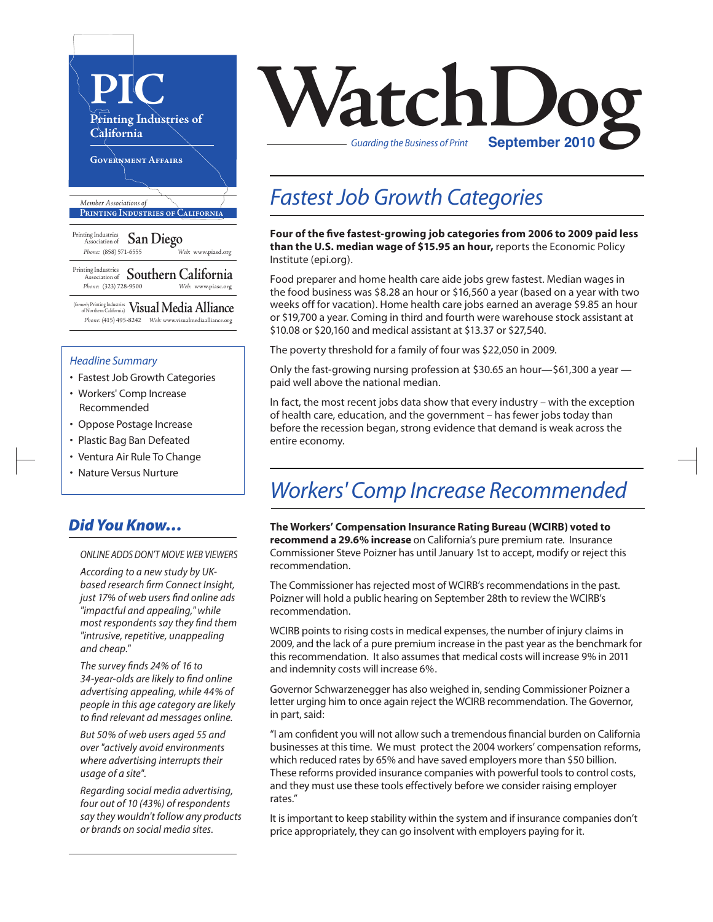# PIC

**Printing Industries of California**

**GOVERNMENT AFFAIRS**

*Member Associations of*
**PRINTING INDUSTRIES OF CALIFORNIA**

Printing Industries Association of **San Diego**
*Phone:* (858) 571-6555 *Web:* www.piasd.org

Printing Industries Association of **Southern California**
*Phone:* (323) 728-9500 *Web:* www.piasc.org

(formerly Printing Industries of Northern California) **Visual Media Alliance**
*Phone:* (415) 495-8242 *Web:* www.visualmediaalliance.org

*Headline Summary*

- Fastest Job Growth Categories
- Workers' Comp Increase Recommended
- Oppose Postage Increase
- Plastic Bag Ban Defeated
- Ventura Air Rule To Change
- Nature Versus Nurture

## *Did You Know…*

*ONLINE ADDS DON'T MOVE WEB VIEWERS*

*According to a new study by UK-based research firm Connect Insight, just 17% of web users find online ads "impactful and appealing," while most respondents say they find them "intrusive, repetitive, unappealing and cheap."*

*The survey finds 24% of 16 to 34-year-olds are likely to find online advertising appealing, while 44% of people in this age category are likely to find relevant ad messages online.*

*But 50% of web users aged 55 and over "actively avoid environments where advertising interrupts their usage of a site".*

*Regarding social media advertising, four out of 10 (43%) of respondents say they wouldn't follow any products or brands on social media sites.*

# WatchDog

*Guarding the Business of Print* **September 2010**

## *Fastest Job Growth Categories*

**Four of the five fastest-growing job categories from 2006 to 2009 paid less than the U.S. median wage of $15.95 an hour,** reports the Economic Policy Institute (epi.org).

Food preparer and home health care aide jobs grew fastest. Median wages in the food business was $8.28 an hour or $16,560 a year (based on a year with two weeks off for vacation). Home health care jobs earned an average $9.85 an hour or $19,700 a year. Coming in third and fourth were warehouse stock assistant at $10.08 or $20,160 and medical assistant at $13.37 or $27,540.

The poverty threshold for a family of four was $22,050 in 2009.

Only the fast-growing nursing profession at $30.65 an hour—$61,300 a year — paid well above the national median.

In fact, the most recent jobs data show that every industry – with the exception of health care, education, and the government – has fewer jobs today than before the recession began, strong evidence that demand is weak across the entire economy.

## *Workers' Comp Increase Recommended*

**The Workers' Compensation Insurance Rating Bureau (WCIRB) voted to recommend a 29.6% increase** on California's pure premium rate. Insurance Commissioner Steve Poizner has until January 1st to accept, modify or reject this recommendation.

The Commissioner has rejected most of WCIRB's recommendations in the past. Poizner will hold a public hearing on September 28th to review the WCIRB's recommendation.

WCIRB points to rising costs in medical expenses, the number of injury claims in 2009, and the lack of a pure premium increase in the past year as the benchmark for this recommendation. It also assumes that medical costs will increase 9% in 2011 and indemnity costs will increase 6%.

Governor Schwarzenegger has also weighed in, sending Commissioner Poizner a letter urging him to once again reject the WCIRB recommendation. The Governor, in part, said:

"I am confident you will not allow such a tremendous financial burden on California businesses at this time. We must protect the 2004 workers' compensation reforms, which reduced rates by 65% and have saved employers more than $50 billion. These reforms provided insurance companies with powerful tools to control costs, and they must use these tools effectively before we consider raising employer rates."

It is important to keep stability within the system and if insurance companies don't price appropriately, they can go insolvent with employers paying for it.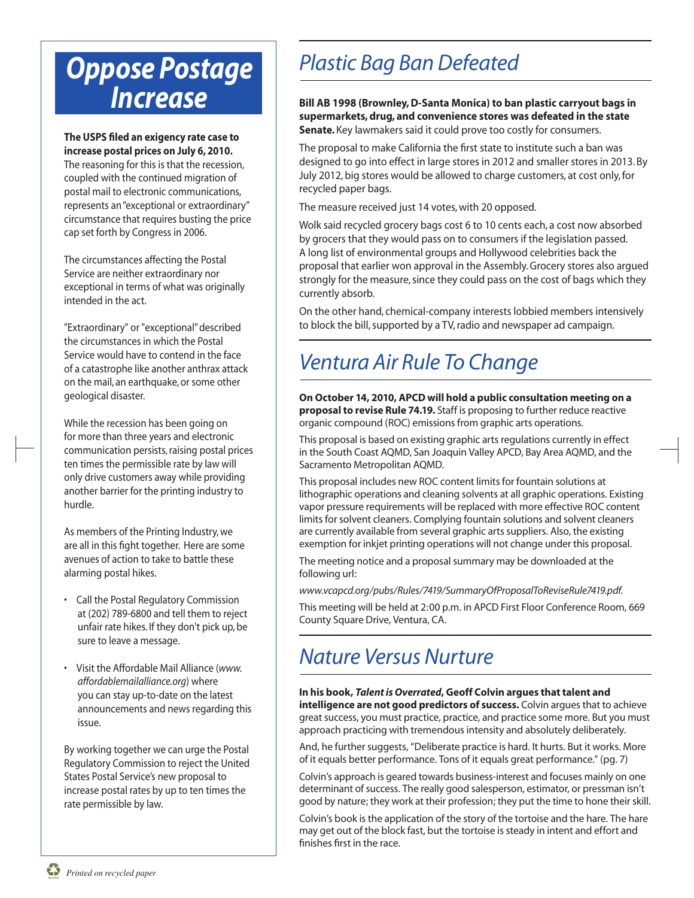# Oppose Postage Increase

**The USPS filed an exigency rate case to increase postal prices on July 6, 2010.** The reasoning for this is that the recession, coupled with the continued migration of postal mail to electronic communications, represents an "exceptional or extraordinary" circumstance that requires busting the price cap set forth by Congress in 2006.

The circumstances affecting the Postal Service are neither extraordinary nor exceptional in terms of what was originally intended in the act.

"Extraordinary" or "exceptional" described the circumstances in which the Postal Service would have to contend in the face of a catastrophe like another anthrax attack on the mail, an earthquake, or some other geological disaster.

While the recession has been going on for more than three years and electronic communication persists, raising postal prices ten times the permissible rate by law will only drive customers away while providing another barrier for the printing industry to hurdle.

As members of the Printing Industry, we are all in this fight together. Here are some avenues of action to take to battle these alarming postal hikes.

- Call the Postal Regulatory Commission at (202) 789-6800 and tell them to reject unfair rate hikes. If they don't pick up, be sure to leave a message.
- Visit the Affordable Mail Alliance (*www.affordablemailalliance.org*) where you can stay up-to-date on the latest announcements and news regarding this issue.

By working together we can urge the Postal Regulatory Commission to reject the United States Postal Service's new proposal to increase postal rates by up to ten times the rate permissible by law.

# Plastic Bag Ban Defeated

**Bill AB 1998 (Brownley, D-Santa Monica) to ban plastic carryout bags in supermarkets, drug, and convenience stores was defeated in the state Senate.** Key lawmakers said it could prove too costly for consumers.

The proposal to make California the first state to institute such a ban was designed to go into effect in large stores in 2012 and smaller stores in 2013. By July 2012, big stores would be allowed to charge customers, at cost only, for recycled paper bags.

The measure received just 14 votes, with 20 opposed.

Wolk said recycled grocery bags cost 6 to 10 cents each, a cost now absorbed by grocers that they would pass on to consumers if the legislation passed. A long list of environmental groups and Hollywood celebrities back the proposal that earlier won approval in the Assembly. Grocery stores also argued strongly for the measure, since they could pass on the cost of bags which they currently absorb.

On the other hand, chemical-company interests lobbied members intensively to block the bill, supported by a TV, radio and newspaper ad campaign.

# Ventura Air Rule To Change

**On October 14, 2010, APCD will hold a public consultation meeting on a proposal to revise Rule 74.19.** Staff is proposing to further reduce reactive organic compound (ROC) emissions from graphic arts operations.

This proposal is based on existing graphic arts regulations currently in effect in the South Coast AQMD, San Joaquin Valley APCD, Bay Area AQMD, and the Sacramento Metropolitan AQMD.

This proposal includes new ROC content limits for fountain solutions at lithographic operations and cleaning solvents at all graphic operations. Existing vapor pressure requirements will be replaced with more effective ROC content limits for solvent cleaners. Complying fountain solutions and solvent cleaners are currently available from several graphic arts suppliers. Also, the existing exemption for inkjet printing operations will not change under this proposal.

The meeting notice and a proposal summary may be downloaded at the following url:

*www.vcapcd.org/pubs/Rules/7419/SummaryOfProposalToReviseRule7419.pdf.*

This meeting will be held at 2:00 p.m. in APCD First Floor Conference Room, 669 County Square Drive, Ventura, CA.

# Nature Versus Nurture

**In his book, *Talent is Overrated*, Geoff Colvin argues that talent and intelligence are not good predictors of success.** Colvin argues that to achieve great success, you must practice, practice, and practice some more. But you must approach practicing with tremendous intensity and absolutely deliberately.

And, he further suggests, "Deliberate practice is hard. It hurts. But it works. More of it equals better performance. Tons of it equals great performance." (pg. 7)

Colvin's approach is geared towards business-interest and focuses mainly on one determinant of success. The really good salesperson, estimator, or pressman isn't good by nature; they work at their profession; they put the time to hone their skill.

Colvin's book is the application of the story of the tortoise and the hare. The hare may get out of the block fast, but the tortoise is steady in intent and effort and finishes first in the race.

*Printed on recycled paper*